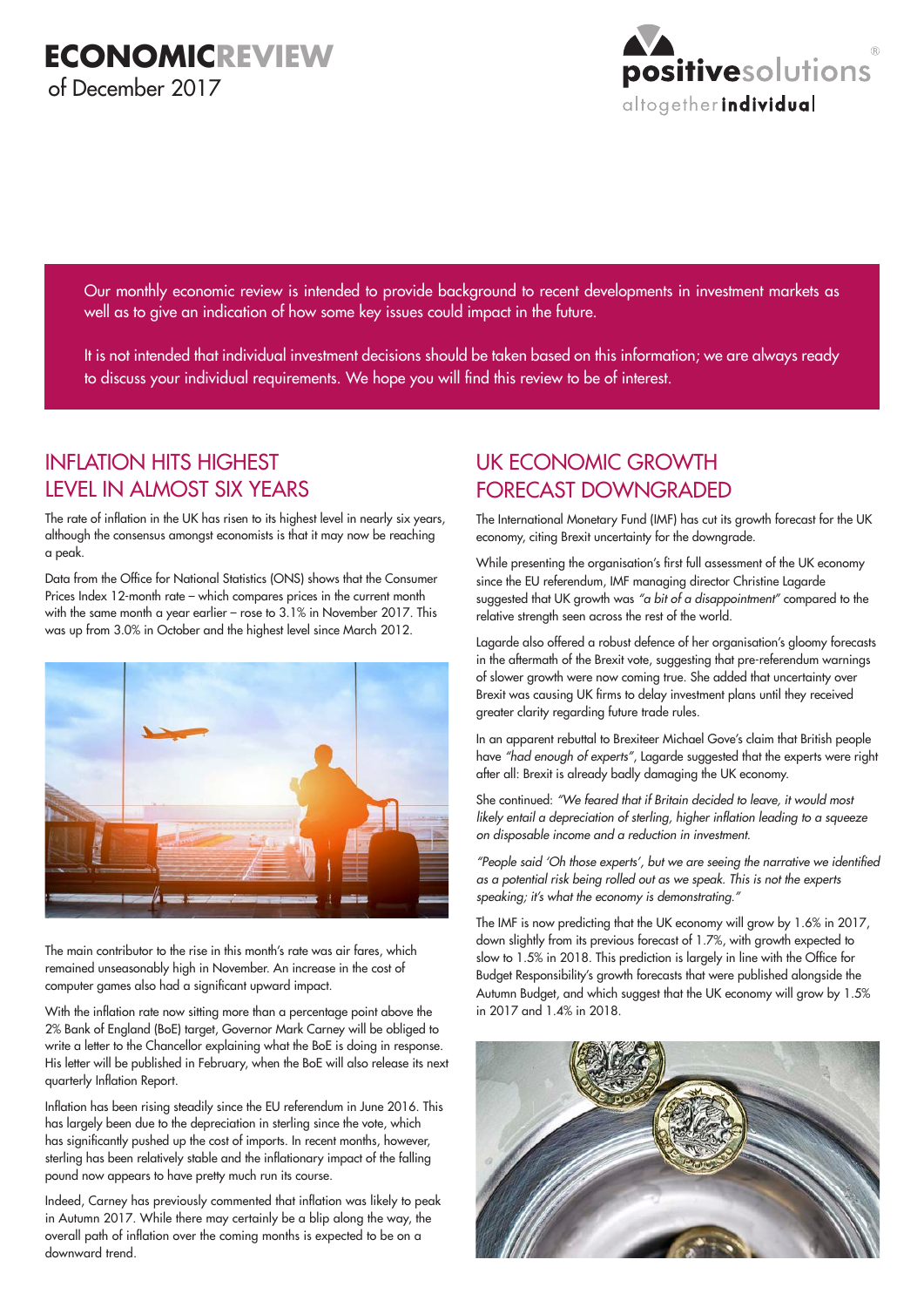# ECONOMICREVIEW

of December 2017

positivesolutions

altogetherindividual

Our monthly economic review is intended to provide background to recent developments in investment markets as well as to give an indication of how some key issues could impact in the future.

It is not intended that individual investment decisions should be taken based on this information; we are always ready to discuss your individual requirements. We hope you will find this review to be of interest.

## INFLATION HITS HIGHEST LEVEL IN ALMOST SIX YEARS

The rate of inflation in the UK has risen to its highest level in nearly six years, although the consensus amongst economists is that it may now be reaching a peak.

Data from the Office for National Statistics (ONS) shows that the Consumer Prices Index 12-month rate – which compares prices in the current month with the same month a year earlier – rose to 3.1% in November 2017. This was up from 3.0% in October and the highest level since March 2012.

The main contributor to the rise in this month's rate was air fares, which remained unseasonably high in November. An increase in the cost of computer games also had a significant upward impact.

With the inflation rate now sitting more than a percentage point above the 2% Bank of England (BoE) target, Governor Mark Carney will be obliged to write a letter to the Chancellor explaining what the BoE is doing in response. His letter will be published in February, when the BoE will also release its next quarterly Inflation Report.

Inflation has been rising steadily since the EU referendum in June 2016. This has largely been due to the depreciation in sterling since the vote, which has significantly pushed up the cost of imports. In recent months, however, sterling has been relatively stable and the inflationary impact of the falling pound now appears to have pretty much run its course.

Indeed, Carney has previously commented that inflation was likely to peak in Autumn 2017. While there may certainly be a blip along the way, the overall path of inflation over the coming months is expected to be on a downward trend.

## UK ECONOMIC GROWTH FORECAST DOWNGRADED

The International Monetary Fund (IMF) has cut its growth forecast for the UK economy, citing Brexit uncertainty for the downgrade.

While presenting the organisation's first full assessment of the UK economy since the EU referendum, IMF managing director Christine Lagarde suggested that UK growth was *"a bit of a disappointment"* compared to the relative strength seen across the rest of the world.

Lagarde also offered a robust defence of her organisation's gloomy forecasts in the aftermath of the Brexit vote, suggesting that pre-referendum warnings of slower growth were now coming true. She added that uncertainty over Brexit was causing UK firms to delay investment plans until they received greater clarity regarding future trade rules.

In an apparent rebuttal to Brexiteer Michael Gove's claim that British people have *"had enough of experts"*, Lagarde suggested that the experts were right after all: Brexit is already badly damaging the UK economy.

She continued: *"We feared that if Britain decided to leave, it would most likely entail a depreciation of sterling, higher inflation leading to a squeeze on disposable income and a reduction in investment.*

*"People said 'Oh those experts', but we are seeing the narrative we identified as a potential risk being rolled out as we speak. This is not the experts speaking; it's what the economy is demonstrating."*

The IMF is now predicting that the UK economy will grow by 1.6% in 2017, down slightly from its previous forecast of 1.7%, with growth expected to slow to 1.5% in 2018. This prediction is largely in line with the Office for Budget Responsibility's growth forecasts that were published alongside the Autumn Budget, and which suggest that the UK economy will grow by 1.5% in 2017 and 1.4% in 2018.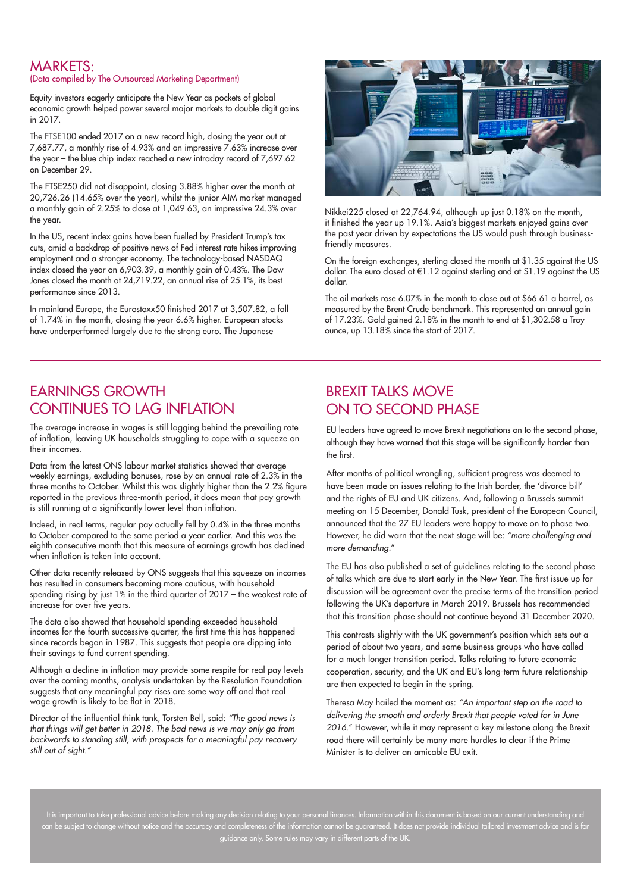## MARKETS:

(Data compiled by The Outsourced Marketing Department)

Equity investors eagerly anticipate the New Year as pockets of global economic growth helped power several major markets to double digit gains in 2017.

The FTSE100 ended 2017 on a new record high, closing the year out at 7,687.77, a monthly rise of 4.93% and an impressive 7.63% increase over the year – the blue chip index reached a new intraday record of 7,697.62 on December 29.

The FTSE250 did not disappoint, closing 3.88% higher over the month at 20,726.26 (14.65% over the year), whilst the junior AIM market managed a monthly gain of 2.25% to close at 1,049.63, an impressive 24.3% over the year.

In the US, recent index gains have been fuelled by President Trump's tax cuts, amid a backdrop of positive news of Fed interest rate hikes improving employment and a stronger economy. The technology-based NASDAQ index closed the year on 6,903.39, a monthly gain of 0.43%. The Dow Jones closed the month at 24,719.22, an annual rise of 25.1%, its best performance since 2013.

In mainland Europe, the Eurostoxx50 finished 2017 at 3,507.82, a fall of 1.74% in the month, closing the year 6.6% higher. European stocks have underperformed largely due to the strong euro. The Japanese Nikkei225 closed at 22,764.94, although up just 0.18% on the month, it finished the year up 19.1%. Asia's biggest markets enjoyed gains over the past year driven by expectations the US would push through business-friendly measures.

On the foreign exchanges, sterling closed the month at $1.35 against the US dollar. The euro closed at €1.12 against sterling and at $1.19 against the US dollar.

The oil markets rose 6.07% in the month to close out at $66.61 a barrel, as measured by the Brent Crude benchmark. This represented an annual gain of 17.23%. Gold gained 2.18% in the month to end at $1,302.58 a Troy ounce, up 13.18% since the start of 2017.

## EARNINGS GROWTH CONTINUES TO LAG INFLATION

The average increase in wages is still lagging behind the prevailing rate of inflation, leaving UK households struggling to cope with a squeeze on their incomes.

Data from the latest ONS labour market statistics showed that average weekly earnings, excluding bonuses, rose by an annual rate of 2.3% in the three months to October. Whilst this was slightly higher than the 2.2% figure reported in the previous three-month period, it does mean that pay growth is still running at a significantly lower level than inflation.

Indeed, in real terms, regular pay actually fell by 0.4% in the three months to October compared to the same period a year earlier. And this was the eighth consecutive month that this measure of earnings growth has declined when inflation is taken into account.

Other data recently released by ONS suggests that this squeeze on incomes has resulted in consumers becoming more cautious, with household spending rising by just 1% in the third quarter of 2017 – the weakest rate of increase for over five years.

The data also showed that household spending exceeded household incomes for the fourth successive quarter, the first time this has happened since records began in 1987. This suggests that people are dipping into their savings to fund current spending.

Although a decline in inflation may provide some respite for real pay levels over the coming months, analysis undertaken by the Resolution Foundation suggests that any meaningful pay rises are some way off and that real wage growth is likely to be flat in 2018.

Director of the influential think tank, Torsten Bell, said: *"The good news is that things will get better in 2018. The bad news is we may only go from backwards to standing still, with prospects for a meaningful pay recovery still out of sight."*

## BREXIT TALKS MOVE ON TO SECOND PHASE

EU leaders have agreed to move Brexit negotiations on to the second phase, although they have warned that this stage will be significantly harder than the first.

After months of political wrangling, sufficient progress was deemed to have been made on issues relating to the Irish border, the 'divorce bill' and the rights of EU and UK citizens. And, following a Brussels summit meeting on 15 December, Donald Tusk, president of the European Council, announced that the 27 EU leaders were happy to move on to phase two. However, he did warn that the next stage will be: *"more challenging and more demanding."*

The EU has also published a set of guidelines relating to the second phase of talks which are due to start early in the New Year. The first issue up for discussion will be agreement over the precise terms of the transition period following the UK's departure in March 2019. Brussels has recommended that this transition phase should not continue beyond 31 December 2020.

This contrasts slightly with the UK government's position which sets out a period of about two years, and some business groups who have called for a much longer transition period. Talks relating to future economic cooperation, security, and the UK and EU's long-term future relationship are then expected to begin in the spring.

Theresa May hailed the moment as: *"An important step on the road to delivering the smooth and orderly Brexit that people voted for in June 2016."* However, while it may represent a key milestone along the Brexit road there will certainly be many more hurdles to clear if the Prime Minister is to deliver an amicable EU exit.

It is important to take professional advice before making any decision relating to your personal finances. Information within this document is based on our current understanding and can be subject to change without notice and the accuracy and completeness of the information cannot be guaranteed. It does not provide individual tailored investment advice and is for guidance only. Some rules may vary in different parts of the UK.